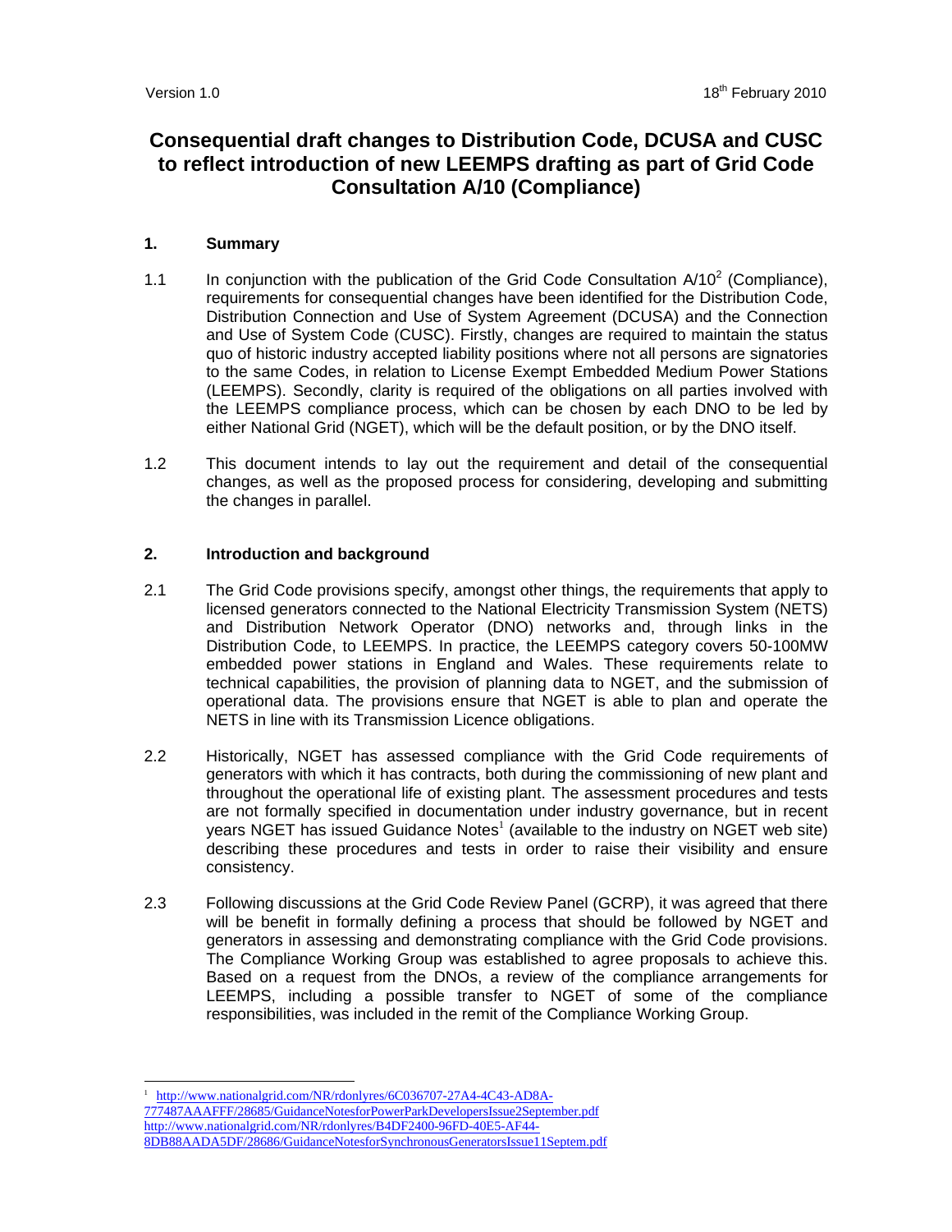Version 1.0 18th February 2010

# Consequential draft changes to Distribution Code, DCUSA and CUSC to reflect introduction of new LEEMPS drafting as part of Grid Code Consultation A/10 (Compliance)

## 1. Summary

1.1 In conjunction with the publication of the Grid Code Consultation A/10[2] (Compliance), requirements for consequential changes have been identified for the Distribution Code, Distribution Connection and Use of System Agreement (DCUSA) and the Connection and Use of System Code (CUSC). Firstly, changes are required to maintain the status quo of historic industry accepted liability positions where not all persons are signatories to the same Codes, in relation to License Exempt Embedded Medium Power Stations (LEEMPS). Secondly, clarity is required of the obligations on all parties involved with the LEEMPS compliance process, which can be chosen by each DNO to be led by either National Grid (NGET), which will be the default position, or by the DNO itself.

1.2 This document intends to lay out the requirement and detail of the consequential changes, as well as the proposed process for considering, developing and submitting the changes in parallel.

## 2. Introduction and background

2.1 The Grid Code provisions specify, amongst other things, the requirements that apply to licensed generators connected to the National Electricity Transmission System (NETS) and Distribution Network Operator (DNO) networks and, through links in the Distribution Code, to LEEMPS. In practice, the LEEMPS category covers 50-100MW embedded power stations in England and Wales. These requirements relate to technical capabilities, the provision of planning data to NGET, and the submission of operational data. The provisions ensure that NGET is able to plan and operate the NETS in line with its Transmission Licence obligations.

2.2 Historically, NGET has assessed compliance with the Grid Code requirements of generators with which it has contracts, both during the commissioning of new plant and throughout the operational life of existing plant. The assessment procedures and tests are not formally specified in documentation under industry governance, but in recent years NGET has issued Guidance Notes[1] (available to the industry on NGET web site) describing these procedures and tests in order to raise their visibility and ensure consistency.

2.3 Following discussions at the Grid Code Review Panel (GCRP), it was agreed that there will be benefit in formally defining a process that should be followed by NGET and generators in assessing and demonstrating compliance with the Grid Code provisions. The Compliance Working Group was established to agree proposals to achieve this. Based on a request from the DNOs, a review of the compliance arrangements for LEEMPS, including a possible transfer to NGET of some of the compliance responsibilities, was included in the remit of the Compliance Working Group.

---

[1] http://www.nationalgrid.com/NR/rdonlyres/6C036707-27A4-4C43-AD8A-777487AAAFFF/28685/GuidanceNotesforPowerParkDevelopersIssue2September.pdf
http://www.nationalgrid.com/NR/rdonlyres/B4DF2400-96FD-40E5-AF44-8DB88AADA5DF/28686/GuidanceNotesforSynchronousGeneratorsIssue11Septem.pdf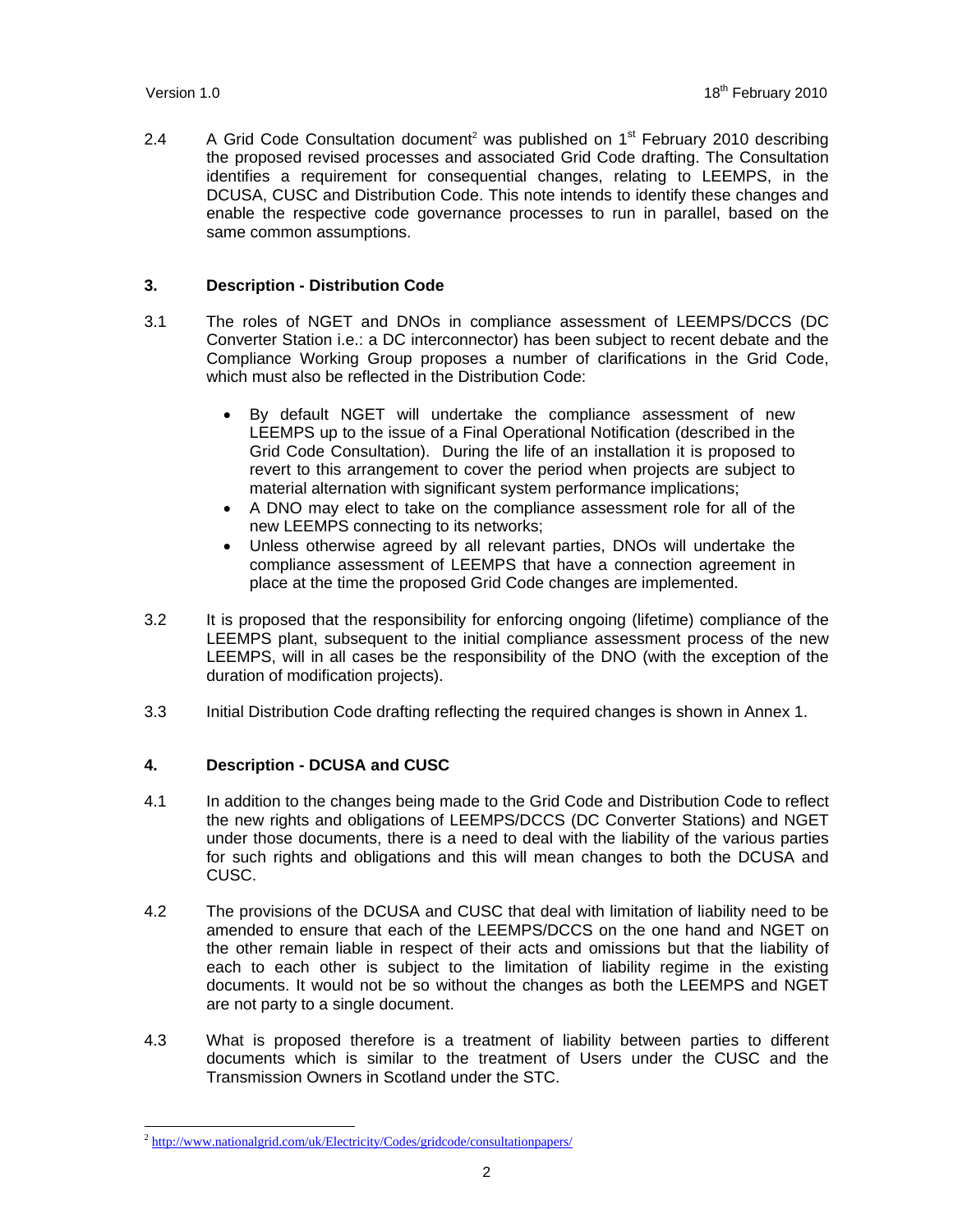2.4 A Grid Code Consultation document[2] was published on 1st February 2010 describing the proposed revised processes and associated Grid Code drafting. The Consultation identifies a requirement for consequential changes, relating to LEEMPS, in the DCUSA, CUSC and Distribution Code. This note intends to identify these changes and enable the respective code governance processes to run in parallel, based on the same common assumptions.

## 3. Description - Distribution Code

3.1 The roles of NGET and DNOs in compliance assessment of LEEMPS/DCCS (DC Converter Station i.e.: a DC interconnector) has been subject to recent debate and the Compliance Working Group proposes a number of clarifications in the Grid Code, which must also be reflected in the Distribution Code:

- By default NGET will undertake the compliance assessment of new LEEMPS up to the issue of a Final Operational Notification (described in the Grid Code Consultation). During the life of an installation it is proposed to revert to this arrangement to cover the period when projects are subject to material alternation with significant system performance implications;
- A DNO may elect to take on the compliance assessment role for all of the new LEEMPS connecting to its networks;
- Unless otherwise agreed by all relevant parties, DNOs will undertake the compliance assessment of LEEMPS that have a connection agreement in place at the time the proposed Grid Code changes are implemented.

3.2 It is proposed that the responsibility for enforcing ongoing (lifetime) compliance of the LEEMPS plant, subsequent to the initial compliance assessment process of the new LEEMPS, will in all cases be the responsibility of the DNO (with the exception of the duration of modification projects).

3.3 Initial Distribution Code drafting reflecting the required changes is shown in Annex 1.

## 4. Description - DCUSA and CUSC

4.1 In addition to the changes being made to the Grid Code and Distribution Code to reflect the new rights and obligations of LEEMPS/DCCS (DC Converter Stations) and NGET under those documents, there is a need to deal with the liability of the various parties for such rights and obligations and this will mean changes to both the DCUSA and CUSC.

4.2 The provisions of the DCUSA and CUSC that deal with limitation of liability need to be amended to ensure that each of the LEEMPS/DCCS on the one hand and NGET on the other remain liable in respect of their acts and omissions but that the liability of each to each other is subject to the limitation of liability regime in the existing documents. It would not be so without the changes as both the LEEMPS and NGET are not party to a single document.

4.3 What is proposed therefore is a treatment of liability between parties to different documents which is similar to the treatment of Users under the CUSC and the Transmission Owners in Scotland under the STC.

[2] http://www.nationalgrid.com/uk/Electricity/Codes/gridcode/consultationpapers/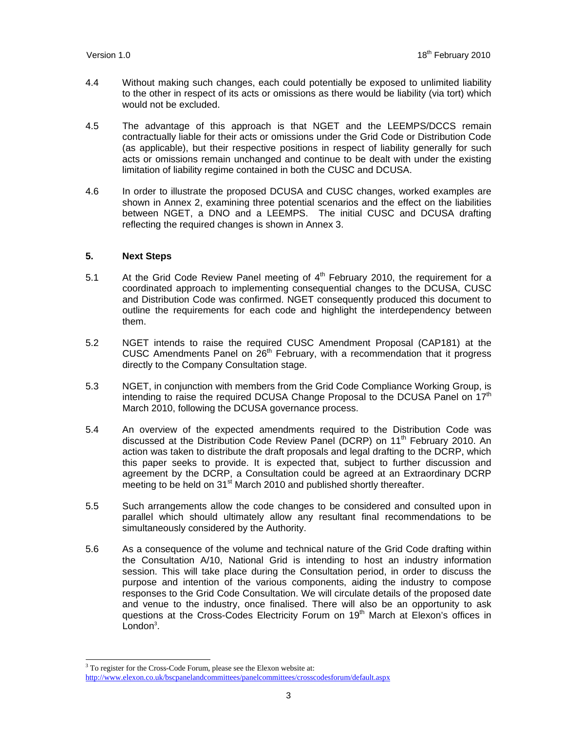4.4 Without making such changes, each could potentially be exposed to unlimited liability to the other in respect of its acts or omissions as there would be liability (via tort) which would not be excluded.

4.5 The advantage of this approach is that NGET and the LEEMPS/DCCS remain contractually liable for their acts or omissions under the Grid Code or Distribution Code (as applicable), but their respective positions in respect of liability generally for such acts or omissions remain unchanged and continue to be dealt with under the existing limitation of liability regime contained in both the CUSC and DCUSA.

4.6 In order to illustrate the proposed DCUSA and CUSC changes, worked examples are shown in Annex 2, examining three potential scenarios and the effect on the liabilities between NGET, a DNO and a LEEMPS. The initial CUSC and DCUSA drafting reflecting the required changes is shown in Annex 3.

## 5. Next Steps

5.1 At the Grid Code Review Panel meeting of 4th February 2010, the requirement for a coordinated approach to implementing consequential changes to the DCUSA, CUSC and Distribution Code was confirmed. NGET consequently produced this document to outline the requirements for each code and highlight the interdependency between them.

5.2 NGET intends to raise the required CUSC Amendment Proposal (CAP181) at the CUSC Amendments Panel on 26th February, with a recommendation that it progress directly to the Company Consultation stage.

5.3 NGET, in conjunction with members from the Grid Code Compliance Working Group, is intending to raise the required DCUSA Change Proposal to the DCUSA Panel on 17th March 2010, following the DCUSA governance process.

5.4 An overview of the expected amendments required to the Distribution Code was discussed at the Distribution Code Review Panel (DCRP) on 11th February 2010. An action was taken to distribute the draft proposals and legal drafting to the DCRP, which this paper seeks to provide. It is expected that, subject to further discussion and agreement by the DCRP, a Consultation could be agreed at an Extraordinary DCRP meeting to be held on 31st March 2010 and published shortly thereafter.

5.5 Such arrangements allow the code changes to be considered and consulted upon in parallel which should ultimately allow any resultant final recommendations to be simultaneously considered by the Authority.

5.6 As a consequence of the volume and technical nature of the Grid Code drafting within the Consultation A/10, National Grid is intending to host an industry information session. This will take place during the Consultation period, in order to discuss the purpose and intention of the various components, aiding the industry to compose responses to the Grid Code Consultation. We will circulate details of the proposed date and venue to the industry, once finalised. There will also be an opportunity to ask questions at the Cross-Codes Electricity Forum on 19th March at Elexon's offices in London[3].

---

[3] To register for the Cross-Code Forum, please see the Elexon website at: http://www.elexon.co.uk/bscpanelandcommittees/panelcommittees/crosscodesforum/default.aspx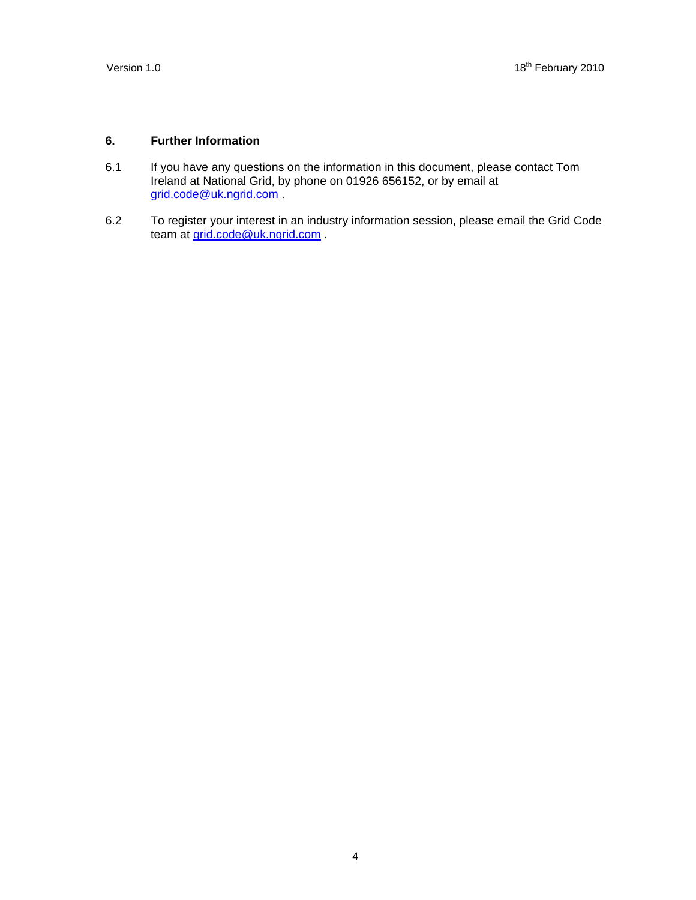## 6. Further Information

6.1 If you have any questions on the information in this document, please contact Tom Ireland at National Grid, by phone on 01926 656152, or by email at grid.code@uk.ngrid.com .

6.2 To register your interest in an industry information session, please email the Grid Code team at grid.code@uk.ngrid.com .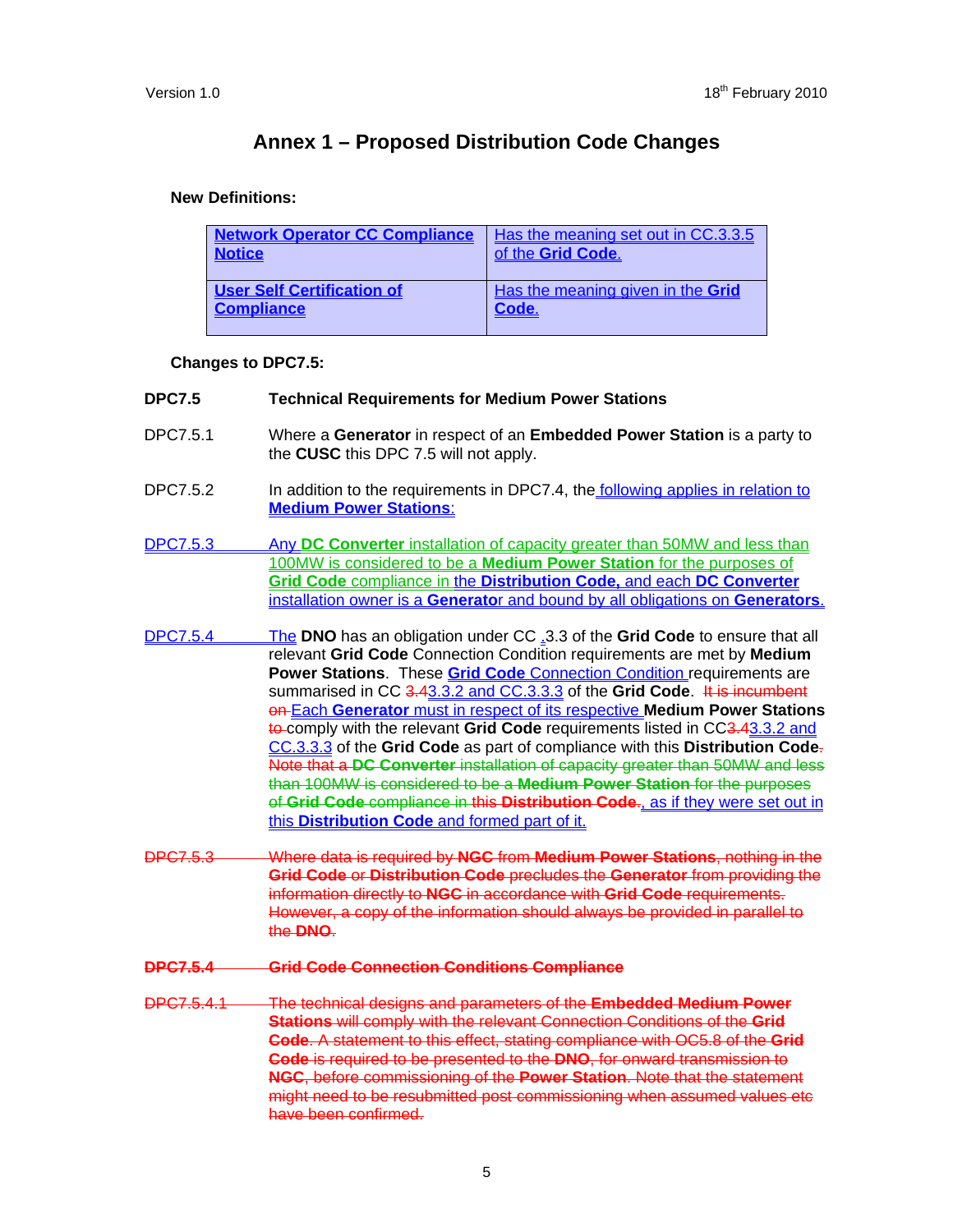Version 1.0 18th February 2010

# Annex 1 – Proposed Distribution Code Changes

**New Definitions:**

| **Network Operator CC Compliance Notice** | Has the meaning set out in CC.3.3.5 of the **Grid Code**. |
|---|---|
| **User Self Certification of Compliance** | Has the meaning given in the **Grid Code**. |

**Changes to DPC7.5:**

**DPC7.5 Technical Requirements for Medium Power Stations**

DPC7.5.1 Where a **Generator** in respect of an **Embedded Power Station** is a party to the **CUSC** this DPC 7.5 will not apply.

DPC7.5.2 In addition to the requirements in DPC7.4, the following applies in relation to **Medium Power Stations**:

DPC7.5.3 Any **DC Converter** installation of capacity greater than 50MW and less than 100MW is considered to be a **Medium Power Station** for the purposes of **Grid Code** compliance in the **Distribution Code,** and each **DC Converter** installation owner is a **Generator** and bound by all obligations on **Generators**.

DPC7.5.4 The **DNO** has an obligation under CC .3.3 of the **Grid Code** to ensure that all relevant **Grid Code** Connection Condition requirements are met by **Medium Power Stations**. These **Grid Code** Connection Condition requirements are summarised in CC ~~3.4~~3.3.2 and CC.3.3.3 of the **Grid Code**. ~~It is incumbent on~~ Each **Generator** must in respect of its respective **Medium Power Stations** ~~to~~ comply with the relevant **Grid Code** requirements listed in CC~~3.4~~3.3.2 and CC.3.3.3 of the **Grid Code** as part of compliance with this **Distribution Code**~~. Note that a **DC Converter** installation of capacity greater than 50MW and less than 100MW is considered to be a **Medium Power Station** for the purposes of **Grid Code** compliance in this **Distribution Code**.~~, as if they were set out in this **Distribution Code** and formed part of it.

~~DPC7.5.3 Where data is required by **NGC** from **Medium Power Stations**, nothing in the **Grid Code** or **Distribution Code** precludes the **Generator** from providing the information directly to **NGC** in accordance with **Grid Code** requirements. However, a copy of the information should always be provided in parallel to the **DNO**.~~

~~**DPC7.5.4 Grid Code Connection Conditions Compliance**~~

~~DPC7.5.4.1 The technical designs and parameters of the **Embedded Medium Power Stations** will comply with the relevant Connection Conditions of the **Grid Code**. A statement to this effect, stating compliance with OC5.8 of the **Grid Code** is required to be presented to the **DNO**, for onward transmission to **NGC**, before commissioning of the **Power Station**. Note that the statement might need to be resubmitted post commissioning when assumed values etc have been confirmed.~~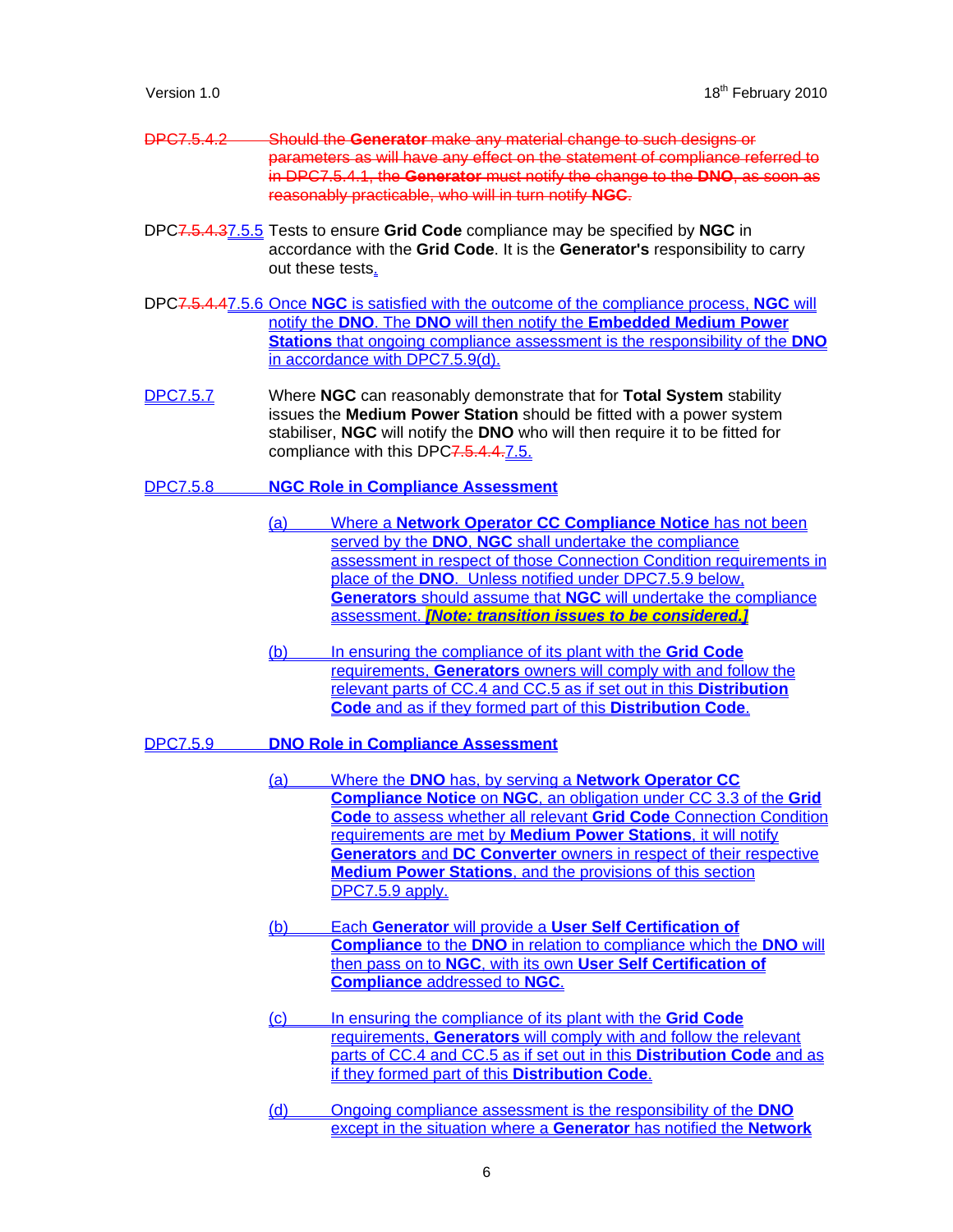DPC7.5.4.2 Should the **Generator** make any material change to such designs or parameters as will have any effect on the statement of compliance referred to in DPC7.5.4.1, the **Generator** must notify the change to the **DNO**, as soon as reasonably practicable, who will in turn notify **NGC**.

DPC7.5.4.37.5.5 Tests to ensure **Grid Code** compliance may be specified by **NGC** in accordance with the **Grid Code**. It is the **Generator's** responsibility to carry out these tests.

DPC7.5.4.47.5.6 Once **NGC** is satisfied with the outcome of the compliance process, **NGC** will notify the **DNO**. The **DNO** will then notify the **Embedded Medium Power Stations** that ongoing compliance assessment is the responsibility of the **DNO** in accordance with DPC7.5.9(d).

DPC7.5.7 Where **NGC** can reasonably demonstrate that for **Total System** stability issues the **Medium Power Station** should be fitted with a power system stabiliser, **NGC** will notify the **DNO** who will then require it to be fitted for compliance with this DPC7.5.4.4.7.5.

DPC7.5.8 **NGC Role in Compliance Assessment**

(a) Where a **Network Operator CC Compliance Notice** has not been served by the **DNO**, **NGC** shall undertake the compliance assessment in respect of those Connection Condition requirements in place of the **DNO**. Unless notified under DPC7.5.9 below, **Generators** should assume that **NGC** will undertake the compliance assessment. ***[Note: transition issues to be considered.]***

(b) In ensuring the compliance of its plant with the **Grid Code** requirements, **Generators** owners will comply with and follow the relevant parts of CC.4 and CC.5 as if set out in this **Distribution Code** and as if they formed part of this **Distribution Code**.

DPC7.5.9 **DNO Role in Compliance Assessment**

(a) Where the **DNO** has, by serving a **Network Operator CC Compliance Notice** on **NGC**, an obligation under CC 3.3 of the **Grid Code** to assess whether all relevant **Grid Code** Connection Condition requirements are met by **Medium Power Stations**, it will notify **Generators** and **DC Converter** owners in respect of their respective **Medium Power Stations**, and the provisions of this section DPC7.5.9 apply.

(b) Each **Generator** will provide a **User Self Certification of Compliance** to the **DNO** in relation to compliance which the **DNO** will then pass on to **NGC**, with its own **User Self Certification of Compliance** addressed to **NGC**.

(c) In ensuring the compliance of its plant with the **Grid Code** requirements, **Generators** will comply with and follow the relevant parts of CC.4 and CC.5 as if set out in this **Distribution Code** and as if they formed part of this **Distribution Code**.

(d) Ongoing compliance assessment is the responsibility of the **DNO** except in the situation where a **Generator** has notified the **Network**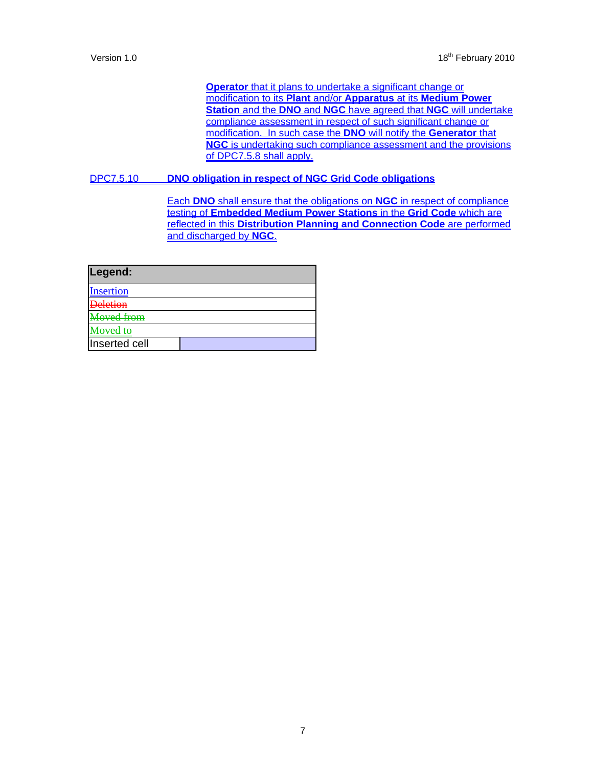**Operator** that it plans to undertake a significant change or modification to its **Plant** and/or **Apparatus** at its **Medium Power Station** and the **DNO** and **NGC** have agreed that **NGC** will undertake compliance assessment in respect of such significant change or modification. In such case the **DNO** will notify the **Generator** that **NGC** is undertaking such compliance assessment and the provisions of DPC7.5.8 shall apply.

DPC7.5.10 **DNO obligation in respect of NGC Grid Code obligations**

Each **DNO** shall ensure that the obligations on **NGC** in respect of compliance testing of **Embedded Medium Power Stations** in the **Grid Code** which are reflected in this **Distribution Planning and Connection Code** are performed and discharged by **NGC.**

| **Legend:** | |
|---|---|
| Insertion | |
| ~~Deletion~~ | |
| ~~Moved from~~ | |
| Moved to | |
| Inserted cell | |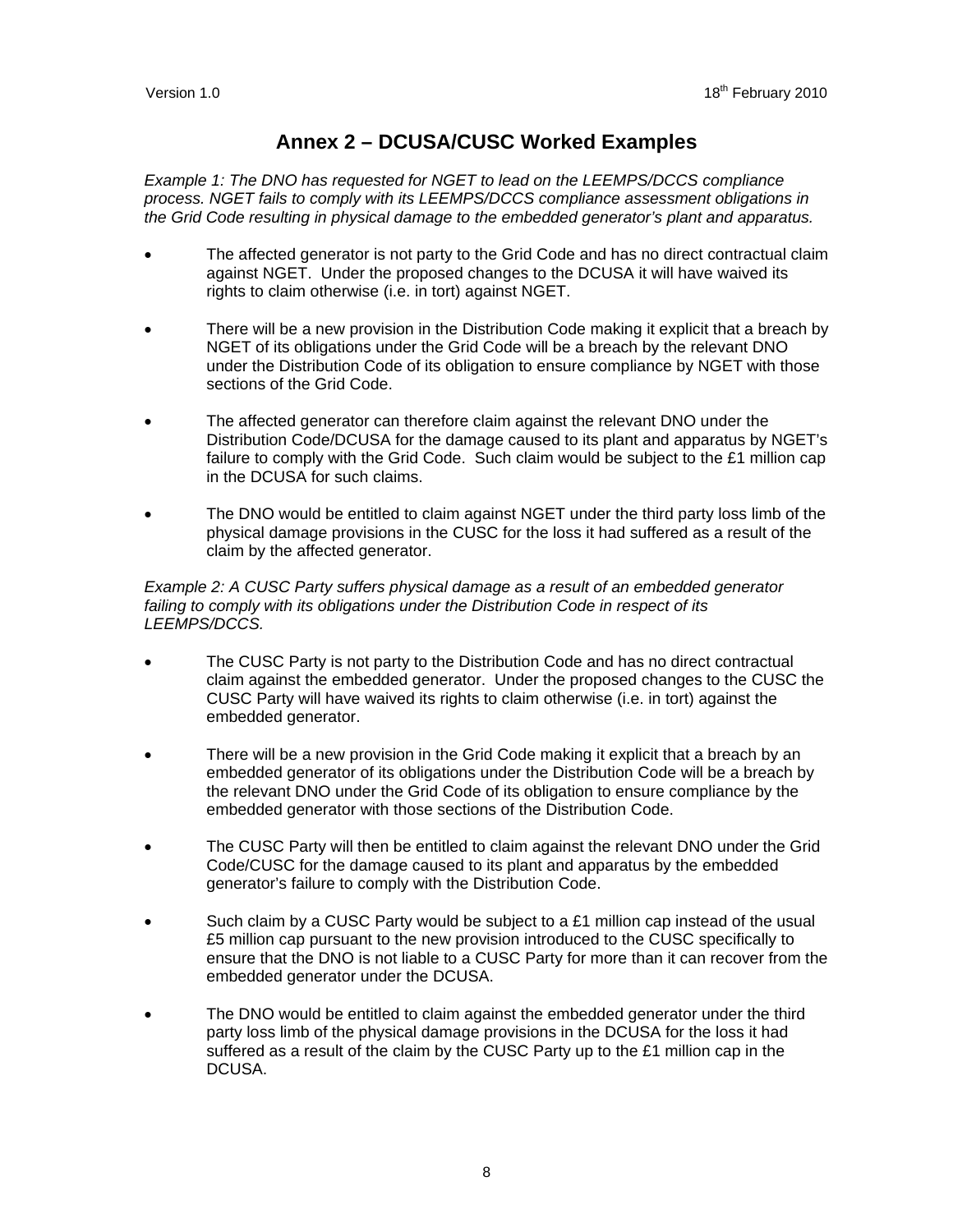# Annex 2 – DCUSA/CUSC Worked Examples

*Example 1: The DNO has requested for NGET to lead on the LEEMPS/DCCS compliance process. NGET fails to comply with its LEEMPS/DCCS compliance assessment obligations in the Grid Code resulting in physical damage to the embedded generator's plant and apparatus.*

- The affected generator is not party to the Grid Code and has no direct contractual claim against NGET. Under the proposed changes to the DCUSA it will have waived its rights to claim otherwise (i.e. in tort) against NGET.
- There will be a new provision in the Distribution Code making it explicit that a breach by NGET of its obligations under the Grid Code will be a breach by the relevant DNO under the Distribution Code of its obligation to ensure compliance by NGET with those sections of the Grid Code.
- The affected generator can therefore claim against the relevant DNO under the Distribution Code/DCUSA for the damage caused to its plant and apparatus by NGET's failure to comply with the Grid Code. Such claim would be subject to the £1 million cap in the DCUSA for such claims.
- The DNO would be entitled to claim against NGET under the third party loss limb of the physical damage provisions in the CUSC for the loss it had suffered as a result of the claim by the affected generator.

*Example 2: A CUSC Party suffers physical damage as a result of an embedded generator failing to comply with its obligations under the Distribution Code in respect of its LEEMPS/DCCS.*

- The CUSC Party is not party to the Distribution Code and has no direct contractual claim against the embedded generator. Under the proposed changes to the CUSC the CUSC Party will have waived its rights to claim otherwise (i.e. in tort) against the embedded generator.
- There will be a new provision in the Grid Code making it explicit that a breach by an embedded generator of its obligations under the Distribution Code will be a breach by the relevant DNO under the Grid Code of its obligation to ensure compliance by the embedded generator with those sections of the Distribution Code.
- The CUSC Party will then be entitled to claim against the relevant DNO under the Grid Code/CUSC for the damage caused to its plant and apparatus by the embedded generator's failure to comply with the Distribution Code.
- Such claim by a CUSC Party would be subject to a £1 million cap instead of the usual £5 million cap pursuant to the new provision introduced to the CUSC specifically to ensure that the DNO is not liable to a CUSC Party for more than it can recover from the embedded generator under the DCUSA.
- The DNO would be entitled to claim against the embedded generator under the third party loss limb of the physical damage provisions in the DCUSA for the loss it had suffered as a result of the claim by the CUSC Party up to the £1 million cap in the DCUSA.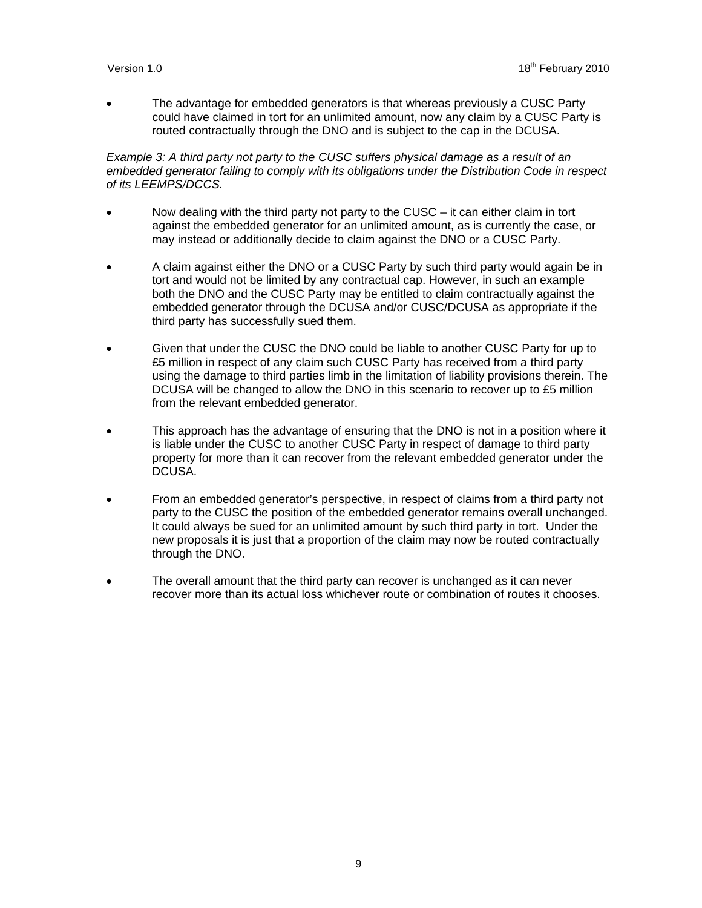- The advantage for embedded generators is that whereas previously a CUSC Party could have claimed in tort for an unlimited amount, now any claim by a CUSC Party is routed contractually through the DNO and is subject to the cap in the DCUSA.

*Example 3: A third party not party to the CUSC suffers physical damage as a result of an embedded generator failing to comply with its obligations under the Distribution Code in respect of its LEEMPS/DCCS.*

- Now dealing with the third party not party to the CUSC – it can either claim in tort against the embedded generator for an unlimited amount, as is currently the case, or may instead or additionally decide to claim against the DNO or a CUSC Party.
- A claim against either the DNO or a CUSC Party by such third party would again be in tort and would not be limited by any contractual cap. However, in such an example both the DNO and the CUSC Party may be entitled to claim contractually against the embedded generator through the DCUSA and/or CUSC/DCUSA as appropriate if the third party has successfully sued them.
- Given that under the CUSC the DNO could be liable to another CUSC Party for up to £5 million in respect of any claim such CUSC Party has received from a third party using the damage to third parties limb in the limitation of liability provisions therein. The DCUSA will be changed to allow the DNO in this scenario to recover up to £5 million from the relevant embedded generator.
- This approach has the advantage of ensuring that the DNO is not in a position where it is liable under the CUSC to another CUSC Party in respect of damage to third party property for more than it can recover from the relevant embedded generator under the DCUSA.
- From an embedded generator's perspective, in respect of claims from a third party not party to the CUSC the position of the embedded generator remains overall unchanged. It could always be sued for an unlimited amount by such third party in tort. Under the new proposals it is just that a proportion of the claim may now be routed contractually through the DNO.
- The overall amount that the third party can recover is unchanged as it can never recover more than its actual loss whichever route or combination of routes it chooses.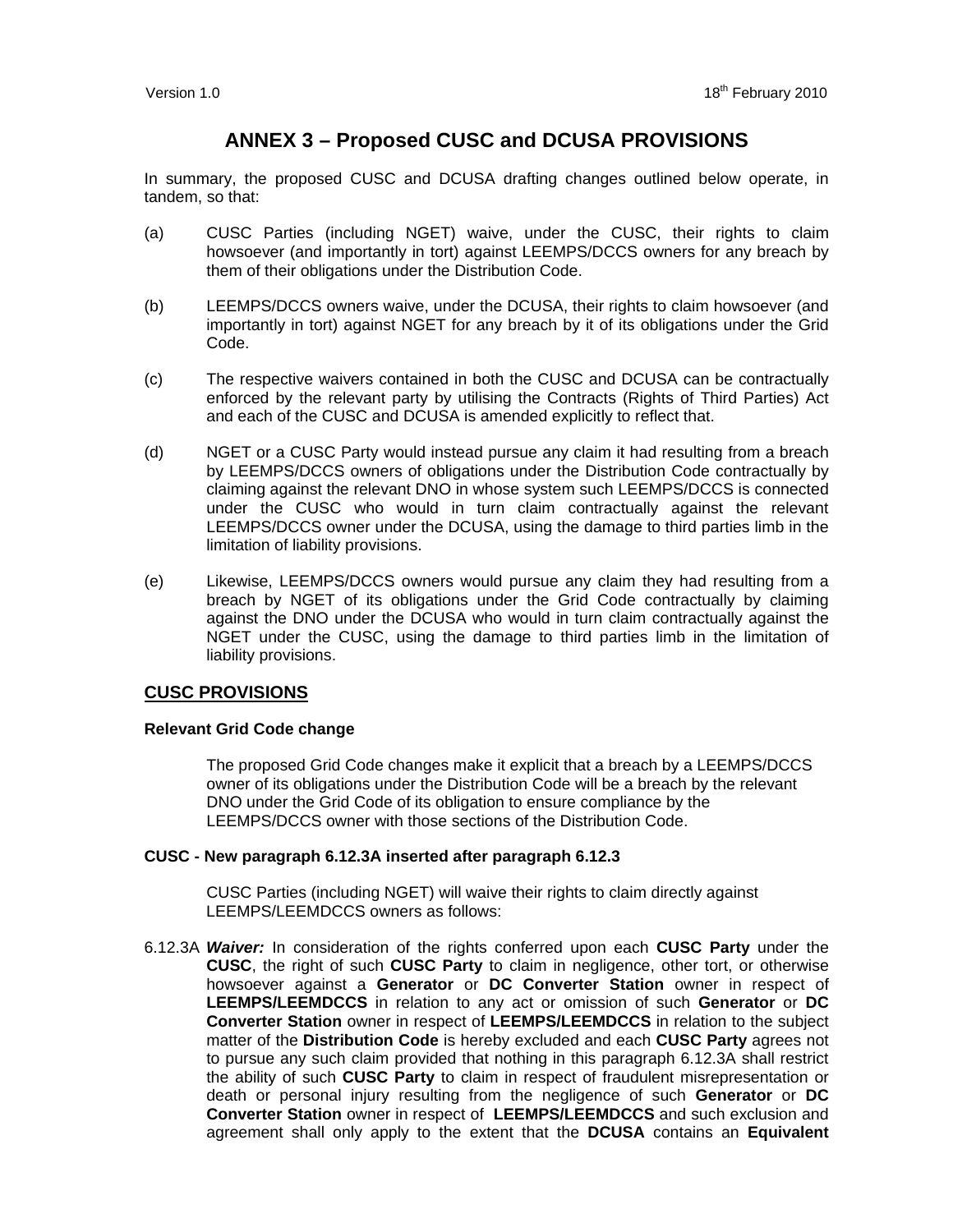# ANNEX 3 – Proposed CUSC and DCUSA PROVISIONS

In summary, the proposed CUSC and DCUSA drafting changes outlined below operate, in tandem, so that:

(a) CUSC Parties (including NGET) waive, under the CUSC, their rights to claim howsoever (and importantly in tort) against LEEMPS/DCCS owners for any breach by them of their obligations under the Distribution Code.

(b) LEEMPS/DCCS owners waive, under the DCUSA, their rights to claim howsoever (and importantly in tort) against NGET for any breach by it of its obligations under the Grid Code.

(c) The respective waivers contained in both the CUSC and DCUSA can be contractually enforced by the relevant party by utilising the Contracts (Rights of Third Parties) Act and each of the CUSC and DCUSA is amended explicitly to reflect that.

(d) NGET or a CUSC Party would instead pursue any claim it had resulting from a breach by LEEMPS/DCCS owners of obligations under the Distribution Code contractually by claiming against the relevant DNO in whose system such LEEMPS/DCCS is connected under the CUSC who would in turn claim contractually against the relevant LEEMPS/DCCS owner under the DCUSA, using the damage to third parties limb in the limitation of liability provisions.

(e) Likewise, LEEMPS/DCCS owners would pursue any claim they had resulting from a breach by NGET of its obligations under the Grid Code contractually by claiming against the DNO under the DCUSA who would in turn claim contractually against the NGET under the CUSC, using the damage to third parties limb in the limitation of liability provisions.

## CUSC PROVISIONS

### Relevant Grid Code change

The proposed Grid Code changes make it explicit that a breach by a LEEMPS/DCCS owner of its obligations under the Distribution Code will be a breach by the relevant DNO under the Grid Code of its obligation to ensure compliance by the LEEMPS/DCCS owner with those sections of the Distribution Code.

### CUSC - New paragraph 6.12.3A inserted after paragraph 6.12.3

CUSC Parties (including NGET) will waive their rights to claim directly against LEEMPS/LEEMDCCS owners as follows:

6.12.3A ***Waiver:*** In consideration of the rights conferred upon each **CUSC Party** under the **CUSC**, the right of such **CUSC Party** to claim in negligence, other tort, or otherwise howsoever against a **Generator** or **DC Converter Station** owner in respect of **LEEMPS/LEEMDCCS** in relation to any act or omission of such **Generator** or **DC Converter Station** owner in respect of **LEEMPS/LEEMDCCS** in relation to the subject matter of the **Distribution Code** is hereby excluded and each **CUSC Party** agrees not to pursue any such claim provided that nothing in this paragraph 6.12.3A shall restrict the ability of such **CUSC Party** to claim in respect of fraudulent misrepresentation or death or personal injury resulting from the negligence of such **Generator** or **DC Converter Station** owner in respect of **LEEMPS/LEEMDCCS** and such exclusion and agreement shall only apply to the extent that the **DCUSA** contains an **Equivalent**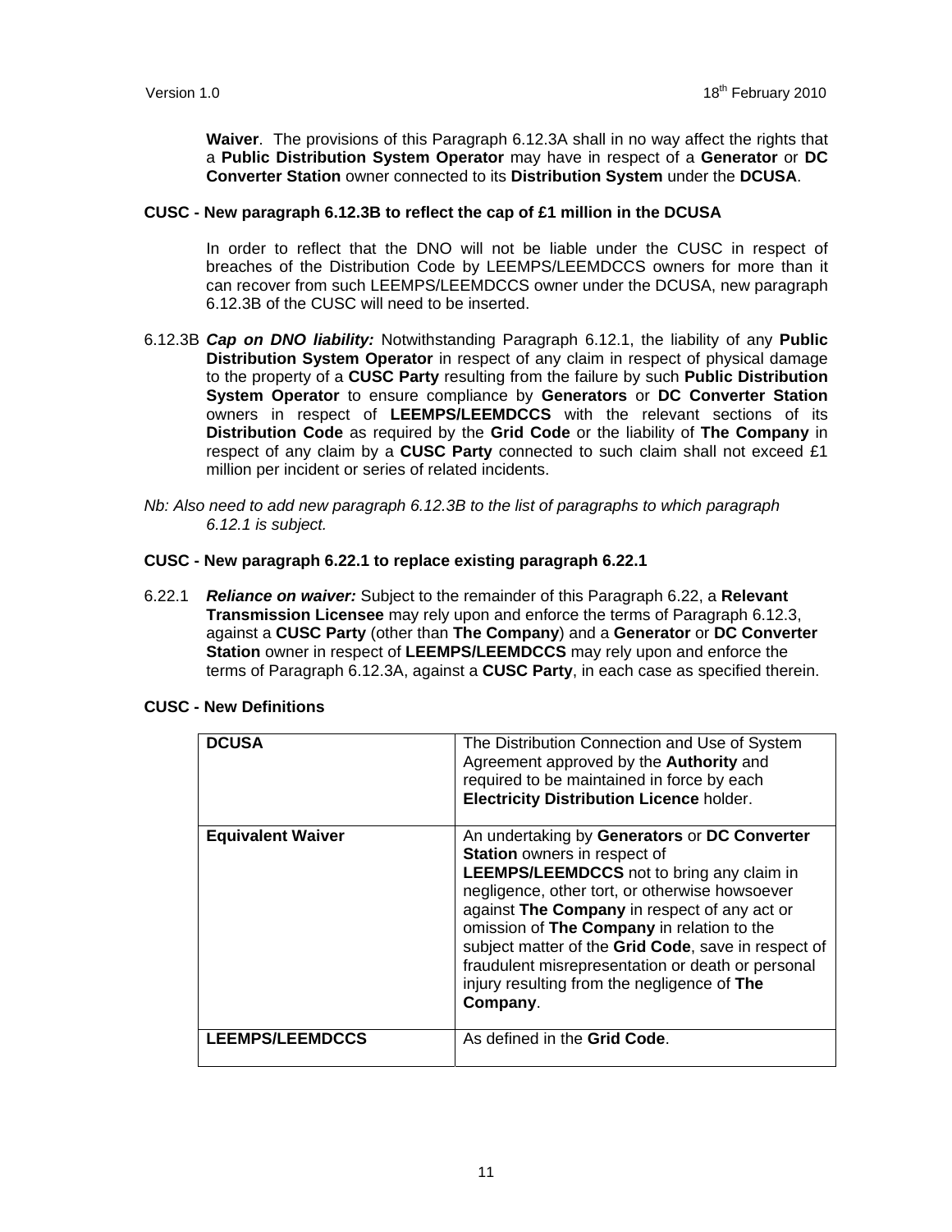**Waiver**. The provisions of this Paragraph 6.12.3A shall in no way affect the rights that a **Public Distribution System Operator** may have in respect of a **Generator** or **DC Converter Station** owner connected to its **Distribution System** under the **DCUSA**.

**CUSC - New paragraph 6.12.3B to reflect the cap of £1 million in the DCUSA**

In order to reflect that the DNO will not be liable under the CUSC in respect of breaches of the Distribution Code by LEEMPS/LEEMDCCS owners for more than it can recover from such LEEMPS/LEEMDCCS owner under the DCUSA, new paragraph 6.12.3B of the CUSC will need to be inserted.

6.12.3B ***Cap on DNO liability:*** Notwithstanding Paragraph 6.12.1, the liability of any **Public Distribution System Operator** in respect of any claim in respect of physical damage to the property of a **CUSC Party** resulting from the failure by such **Public Distribution System Operator** to ensure compliance by **Generators** or **DC Converter Station** owners in respect of **LEEMPS/LEEMDCCS** with the relevant sections of its **Distribution Code** as required by the **Grid Code** or the liability of **The Company** in respect of any claim by a **CUSC Party** connected to such claim shall not exceed £1 million per incident or series of related incidents.

*Nb: Also need to add new paragraph 6.12.3B to the list of paragraphs to which paragraph 6.12.1 is subject.*

**CUSC - New paragraph 6.22.1 to replace existing paragraph 6.22.1**

6.22.1 ***Reliance on waiver:*** Subject to the remainder of this Paragraph 6.22, a **Relevant Transmission Licensee** may rely upon and enforce the terms of Paragraph 6.12.3, against a **CUSC Party** (other than **The Company**) and a **Generator** or **DC Converter Station** owner in respect of **LEEMPS/LEEMDCCS** may rely upon and enforce the terms of Paragraph 6.12.3A, against a **CUSC Party**, in each case as specified therein.

**CUSC - New Definitions**

| | |
|---|---|
| **DCUSA** | The Distribution Connection and Use of System Agreement approved by the **Authority** and required to be maintained in force by each **Electricity Distribution Licence** holder. |
| **Equivalent Waiver** | An undertaking by **Generators** or **DC Converter Station** owners in respect of **LEEMPS/LEEMDCCS** not to bring any claim in negligence, other tort, or otherwise howsoever against **The Company** in respect of any act or omission of **The Company** in relation to the subject matter of the **Grid Code**, save in respect of fraudulent misrepresentation or death or personal injury resulting from the negligence of **The Company**. |
| **LEEMPS/LEEMDCCS** | As defined in the **Grid Code**. |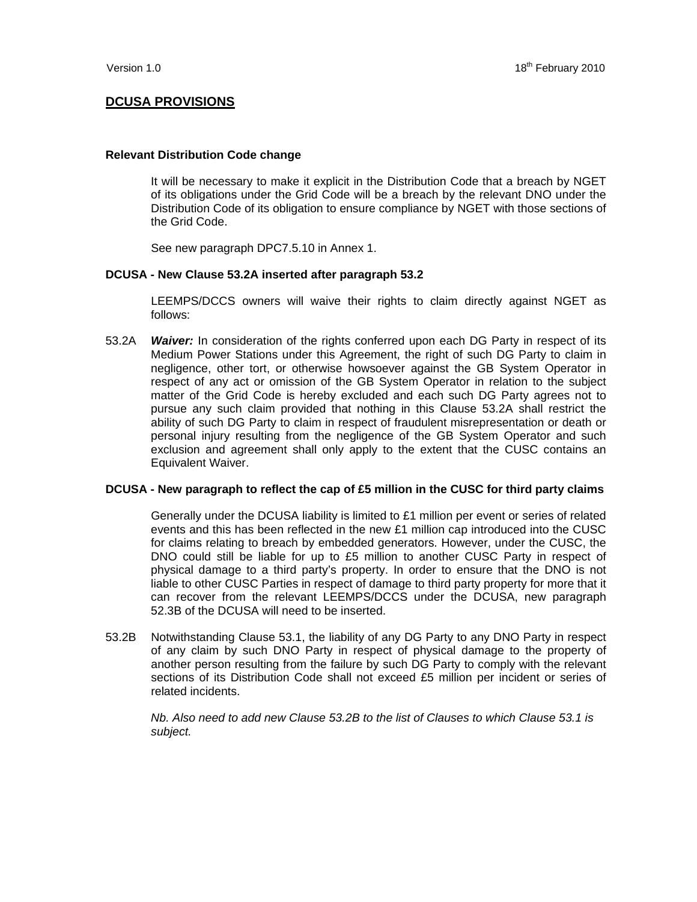## DCUSA PROVISIONS

**Relevant Distribution Code change**

It will be necessary to make it explicit in the Distribution Code that a breach by NGET of its obligations under the Grid Code will be a breach by the relevant DNO under the Distribution Code of its obligation to ensure compliance by NGET with those sections of the Grid Code.

See new paragraph DPC7.5.10 in Annex 1.

**DCUSA - New Clause 53.2A inserted after paragraph 53.2**

LEEMPS/DCCS owners will waive their rights to claim directly against NGET as follows:

53.2A ***Waiver:*** In consideration of the rights conferred upon each DG Party in respect of its Medium Power Stations under this Agreement, the right of such DG Party to claim in negligence, other tort, or otherwise howsoever against the GB System Operator in respect of any act or omission of the GB System Operator in relation to the subject matter of the Grid Code is hereby excluded and each such DG Party agrees not to pursue any such claim provided that nothing in this Clause 53.2A shall restrict the ability of such DG Party to claim in respect of fraudulent misrepresentation or death or personal injury resulting from the negligence of the GB System Operator and such exclusion and agreement shall only apply to the extent that the CUSC contains an Equivalent Waiver.

**DCUSA - New paragraph to reflect the cap of £5 million in the CUSC for third party claims**

Generally under the DCUSA liability is limited to £1 million per event or series of related events and this has been reflected in the new £1 million cap introduced into the CUSC for claims relating to breach by embedded generators. However, under the CUSC, the DNO could still be liable for up to £5 million to another CUSC Party in respect of physical damage to a third party's property. In order to ensure that the DNO is not liable to other CUSC Parties in respect of damage to third party property for more that it can recover from the relevant LEEMPS/DCCS under the DCUSA, new paragraph 52.3B of the DCUSA will need to be inserted.

53.2B Notwithstanding Clause 53.1, the liability of any DG Party to any DNO Party in respect of any claim by such DNO Party in respect of physical damage to the property of another person resulting from the failure by such DG Party to comply with the relevant sections of its Distribution Code shall not exceed £5 million per incident or series of related incidents.

*Nb. Also need to add new Clause 53.2B to the list of Clauses to which Clause 53.1 is subject.*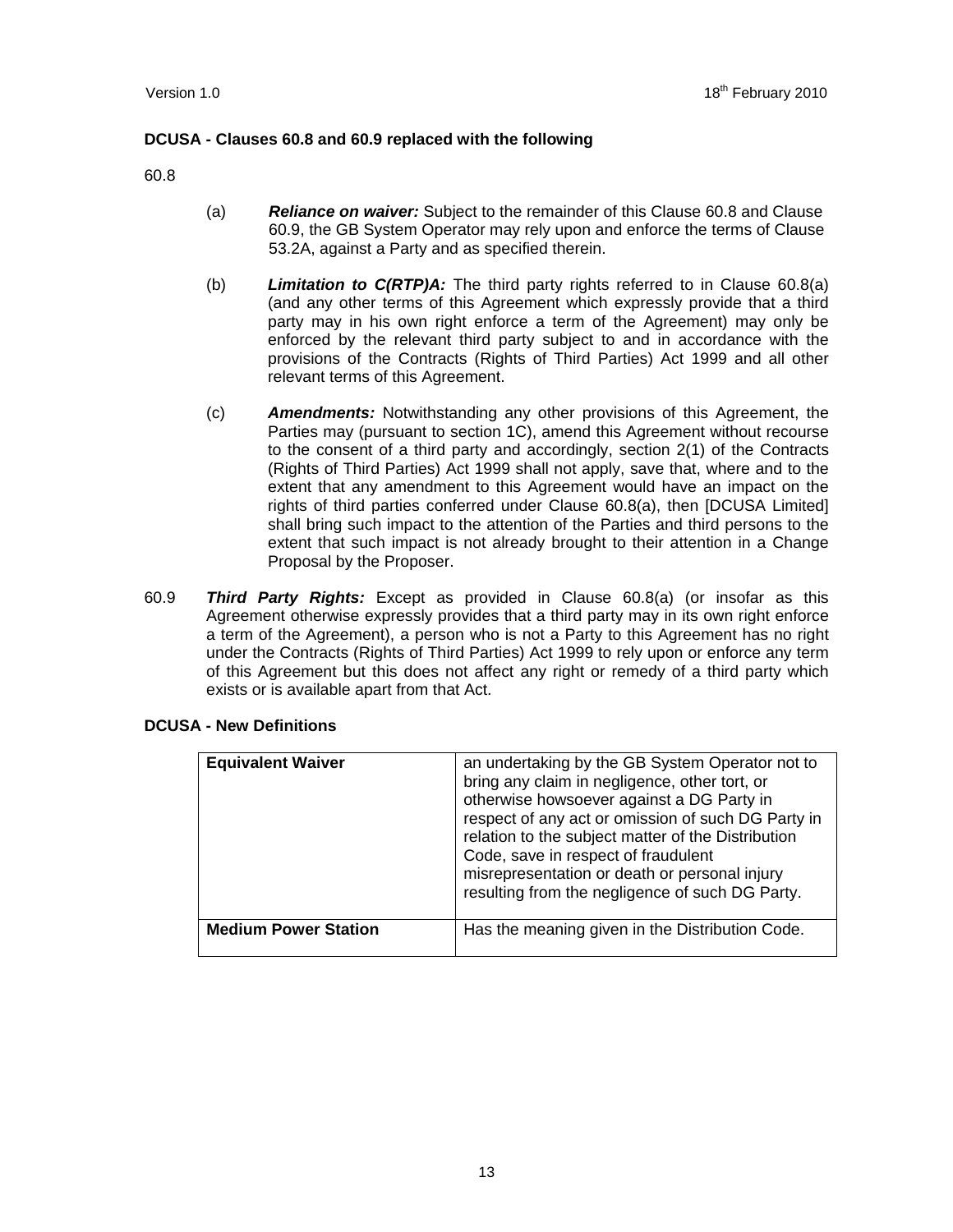**DCUSA - Clauses 60.8 and 60.9 replaced with the following**

60.8

(a) ***Reliance on waiver:*** Subject to the remainder of this Clause 60.8 and Clause 60.9, the GB System Operator may rely upon and enforce the terms of Clause 53.2A, against a Party and as specified therein.

(b) ***Limitation to C(RTP)A:*** The third party rights referred to in Clause 60.8(a) (and any other terms of this Agreement which expressly provide that a third party may in his own right enforce a term of the Agreement) may only be enforced by the relevant third party subject to and in accordance with the provisions of the Contracts (Rights of Third Parties) Act 1999 and all other relevant terms of this Agreement.

(c) ***Amendments:*** Notwithstanding any other provisions of this Agreement, the Parties may (pursuant to section 1C), amend this Agreement without recourse to the consent of a third party and accordingly, section 2(1) of the Contracts (Rights of Third Parties) Act 1999 shall not apply, save that, where and to the extent that any amendment to this Agreement would have an impact on the rights of third parties conferred under Clause 60.8(a), then [DCUSA Limited] shall bring such impact to the attention of the Parties and third persons to the extent that such impact is not already brought to their attention in a Change Proposal by the Proposer.

60.9 ***Third Party Rights:*** Except as provided in Clause 60.8(a) (or insofar as this Agreement otherwise expressly provides that a third party may in its own right enforce a term of the Agreement), a person who is not a Party to this Agreement has no right under the Contracts (Rights of Third Parties) Act 1999 to rely upon or enforce any term of this Agreement but this does not affect any right or remedy of a third party which exists or is available apart from that Act.

**DCUSA - New Definitions**

| | |
|---|---|
| **Equivalent Waiver** | an undertaking by the GB System Operator not to bring any claim in negligence, other tort, or otherwise howsoever against a DG Party in respect of any act or omission of such DG Party in relation to the subject matter of the Distribution Code, save in respect of fraudulent misrepresentation or death or personal injury resulting from the negligence of such DG Party. |
| **Medium Power Station** | Has the meaning given in the Distribution Code. |